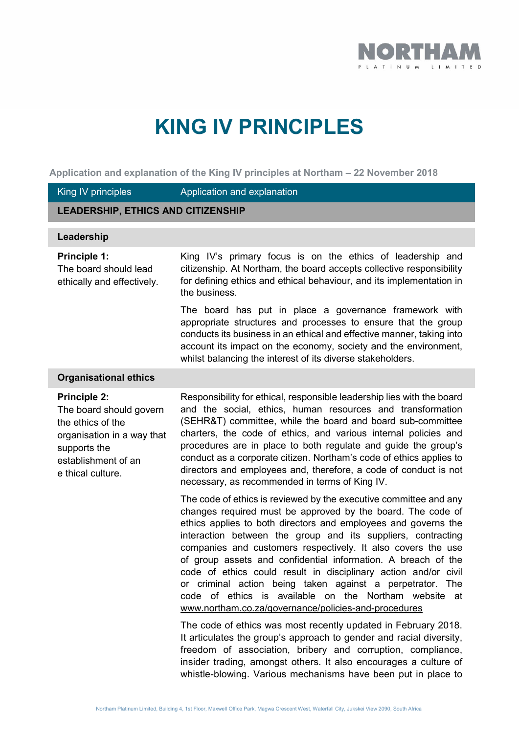# KING IV PRINCIPLES

**Application and explanation of the King IV principles at Northam – 22 November 2018**

| King IV principles | Application and explanation |
|---|---|
| **LEADERSHIP, ETHICS AND CITIZENSHIP** | |
| **Leadership** | |
| **Principle 1:** The board should lead ethically and effectively. | King IV's primary focus is on the ethics of leadership and citizenship. At Northam, the board accepts collective responsibility for defining ethics and ethical behaviour, and its implementation in the business.<br><br>The board has put in place a governance framework with appropriate structures and processes to ensure that the group conducts its business in an ethical and effective manner, taking into account its impact on the economy, society and the environment, whilst balancing the interest of its diverse stakeholders. |
| **Organisational ethics** | |
| **Principle 2:** The board should govern the ethics of the organisation in a way that supports the establishment of an e thical culture. | Responsibility for ethical, responsible leadership lies with the board and the social, ethics, human resources and transformation (SEHR&T) committee, while the board and board sub-committee charters, the code of ethics, and various internal policies and procedures are in place to both regulate and guide the group's conduct as a corporate citizen. Northam's code of ethics applies to directors and employees and, therefore, a code of conduct is not necessary, as recommended in terms of King IV.<br><br>The code of ethics is reviewed by the executive committee and any changes required must be approved by the board. The code of ethics applies to both directors and employees and governs the interaction between the group and its suppliers, contracting companies and customers respectively. It also covers the use of group assets and confidential information. A breach of the code of ethics could result in disciplinary action and/or civil or criminal action being taken against a perpetrator. The code of ethics is available on the Northam website at www.northam.co.za/governance/policies-and-procedures<br><br>The code of ethics was most recently updated in February 2018. It articulates the group's approach to gender and racial diversity, freedom of association, bribery and corruption, compliance, insider trading, amongst others. It also encourages a culture of whistle-blowing. Various mechanisms have been put in place to |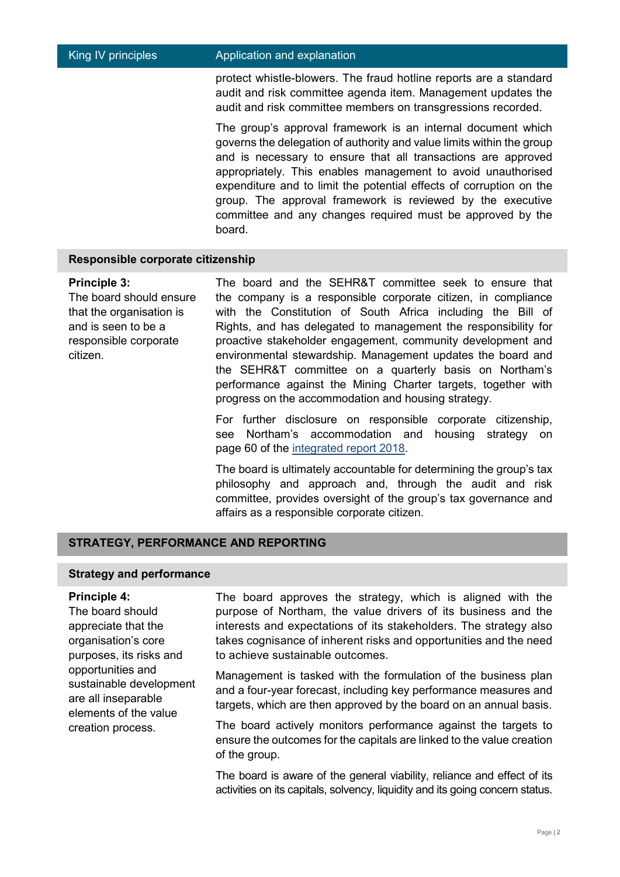| King IV principles | Application and explanation |
| --- | --- |
| | protect whistle-blowers. The fraud hotline reports are a standard audit and risk committee agenda item. Management updates the audit and risk committee members on transgressions recorded.<br><br>The group's approval framework is an internal document which governs the delegation of authority and value limits within the group and is necessary to ensure that all transactions are approved appropriately. This enables management to avoid unauthorised expenditure and to limit the potential effects of corruption on the group. The approval framework is reviewed by the executive committee and any changes required must be approved by the board. |
| **Responsible corporate citizenship** | |
| **Principle 3:**<br>The board should ensure that the organisation is and is seen to be a responsible corporate citizen. | The board and the SEHR&T committee seek to ensure that the company is a responsible corporate citizen, in compliance with the Constitution of South Africa including the Bill of Rights, and has delegated to management the responsibility for proactive stakeholder engagement, community development and environmental stewardship. Management updates the board and the SEHR&T committee on a quarterly basis on Northam's performance against the Mining Charter targets, together with progress on the accommodation and housing strategy.<br><br>For further disclosure on responsible corporate citizenship, see Northam's accommodation and housing strategy on page 60 of the integrated report 2018.<br><br>The board is ultimately accountable for determining the group's tax philosophy and approach and, through the audit and risk committee, provides oversight of the group's tax governance and affairs as a responsible corporate citizen. |
| **STRATEGY, PERFORMANCE AND REPORTING** | |
| **Strategy and performance** | |
| **Principle 4:**<br>The board should appreciate that the organisation's core purposes, its risks and opportunities and sustainable development are all inseparable elements of the value creation process. | The board approves the strategy, which is aligned with the purpose of Northam, the value drivers of its business and the interests and expectations of its stakeholders. The strategy also takes cognisance of inherent risks and opportunities and the need to achieve sustainable outcomes.<br><br>Management is tasked with the formulation of the business plan and a four-year forecast, including key performance measures and targets, which are then approved by the board on an annual basis.<br><br>The board actively monitors performance against the targets to ensure the outcomes for the capitals are linked to the value creation of the group.<br><br>The board is aware of the general viability, reliance and effect of its activities on its capitals, solvency, liquidity and its going concern status. |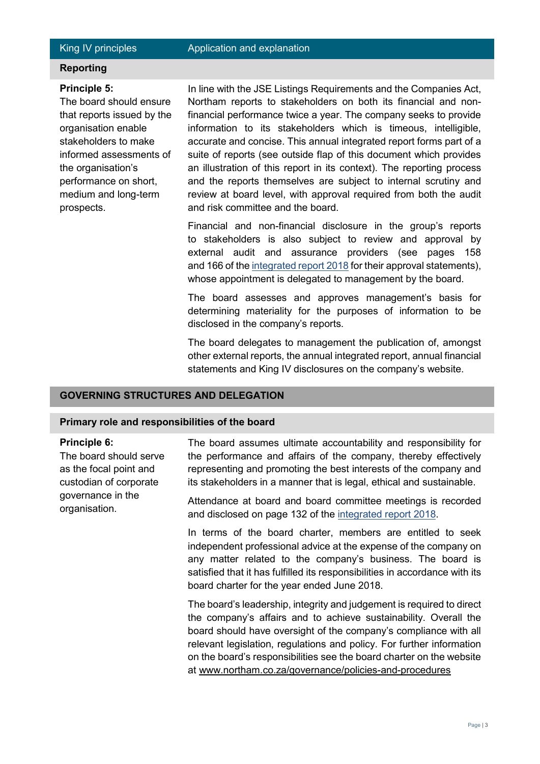| King IV principles | Application and explanation |
| --- | --- |
| **Reporting** | |
| **Principle 5:** The board should ensure that reports issued by the organisation enable stakeholders to make informed assessments of the organisation's performance on short, medium and long-term prospects. | In line with the JSE Listings Requirements and the Companies Act, Northam reports to stakeholders on both its financial and non-financial performance twice a year. The company seeks to provide information to its stakeholders which is timeous, intelligible, accurate and concise. This annual integrated report forms part of a suite of reports (see outside flap of this document which provides an illustration of this report in its context). The reporting process and the reports themselves are subject to internal scrutiny and review at board level, with approval required from both the audit and risk committee and the board.<br><br>Financial and non-financial disclosure in the group's reports to stakeholders is also subject to review and approval by external audit and assurance providers (see pages 158 and 166 of the integrated report 2018 for their approval statements), whose appointment is delegated to management by the board.<br><br>The board assesses and approves management's basis for determining materiality for the purposes of information to be disclosed in the company's reports.<br><br>The board delegates to management the publication of, amongst other external reports, the annual integrated report, annual financial statements and King IV disclosures on the company's website. |
| **GOVERNING STRUCTURES AND DELEGATION** | |
| **Primary role and responsibilities of the board** | |
| **Principle 6:** The board should serve as the focal point and custodian of corporate governance in the organisation. | The board assumes ultimate accountability and responsibility for the performance and affairs of the company, thereby effectively representing and promoting the best interests of the company and its stakeholders in a manner that is legal, ethical and sustainable.<br><br>Attendance at board and board committee meetings is recorded and disclosed on page 132 of the integrated report 2018.<br><br>In terms of the board charter, members are entitled to seek independent professional advice at the expense of the company on any matter related to the company's business. The board is satisfied that it has fulfilled its responsibilities in accordance with its board charter for the year ended June 2018.<br><br>The board's leadership, integrity and judgement is required to direct the company's affairs and to achieve sustainability. Overall the board should have oversight of the company's compliance with all relevant legislation, regulations and policy. For further information on the board's responsibilities see the board charter on the website at www.northam.co.za/governance/policies-and-procedures |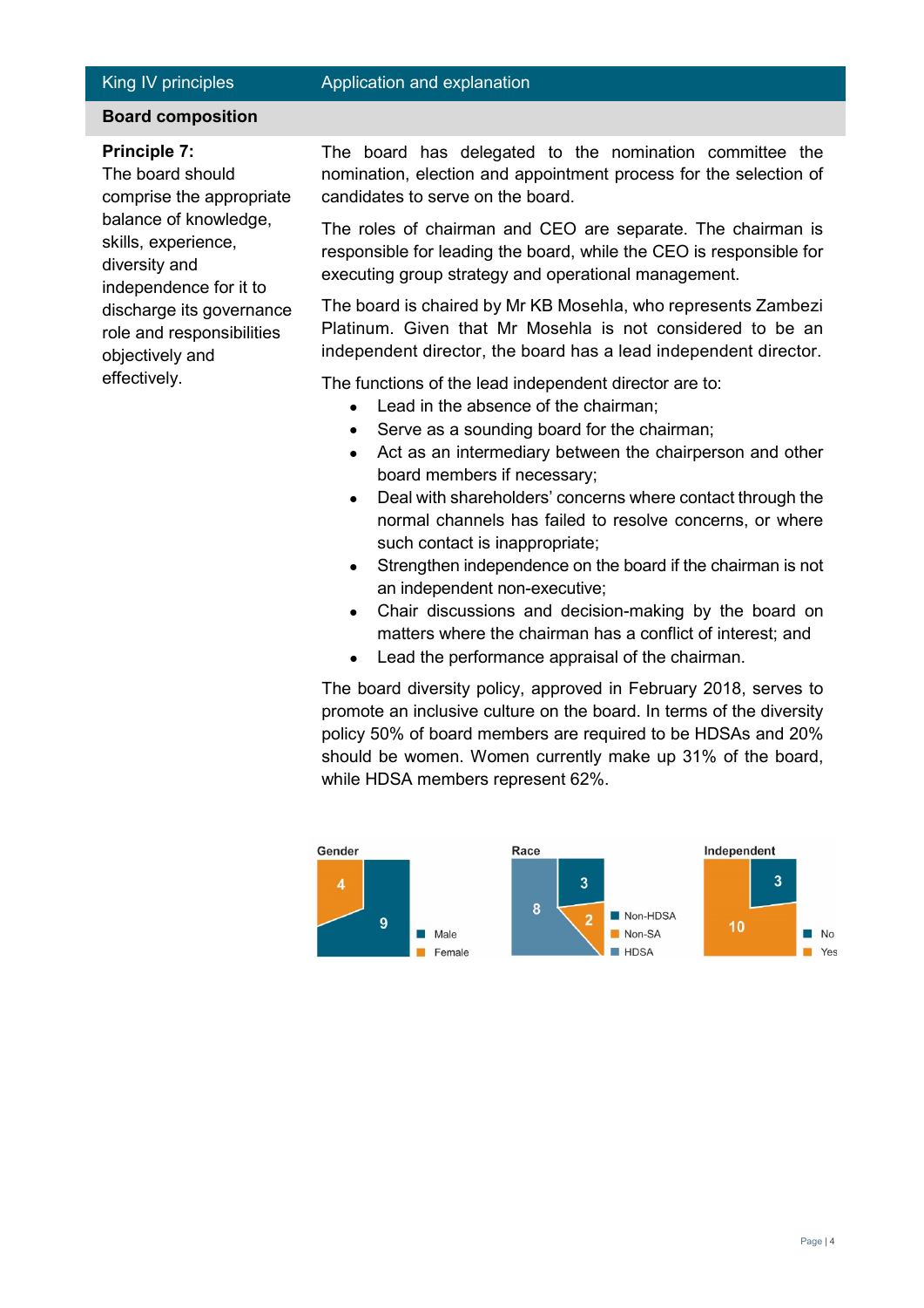| King IV principles | Application and explanation |
|---|---|
| **Board composition** | |
| **Principle 7:** The board should comprise the appropriate balance of knowledge, skills, experience, diversity and independence for it to discharge its governance role and responsibilities objectively and effectively. | The board has delegated to the nomination committee the nomination, election and appointment process for the selection of candidates to serve on the board.<br><br>The roles of chairman and CEO are separate. The chairman is responsible for leading the board, while the CEO is responsible for executing group strategy and operational management.<br><br>The board is chaired by Mr KB Mosehla, who represents Zambezi Platinum. Given that Mr Mosehla is not considered to be an independent director, the board has a lead independent director.<br><br>The functions of the lead independent director are to:<br>• Lead in the absence of the chairman;<br>• Serve as a sounding board for the chairman;<br>• Act as an intermediary between the chairperson and other board members if necessary;<br>• Deal with shareholders' concerns where contact through the normal channels has failed to resolve concerns, or where such contact is inappropriate;<br>• Strengthen independence on the board if the chairman is not an independent non-executive;<br>• Chair discussions and decision-making by the board on matters where the chairman has a conflict of interest; and<br>• Lead the performance appraisal of the chairman.<br><br>The board diversity policy, approved in February 2018, serves to promote an inclusive culture on the board. In terms of the diversity policy 50% of board members are required to be HDSAs and 20% should be women. Women currently make up 31% of the board, while HDSA members represent 62%. |

**Gender**

- Male: 9
- Female: 4

**Race**

- Non-HDSA: 3
- Non-SA: 2
- HDSA: 8

**Independent**

- No: 3
- Yes: 10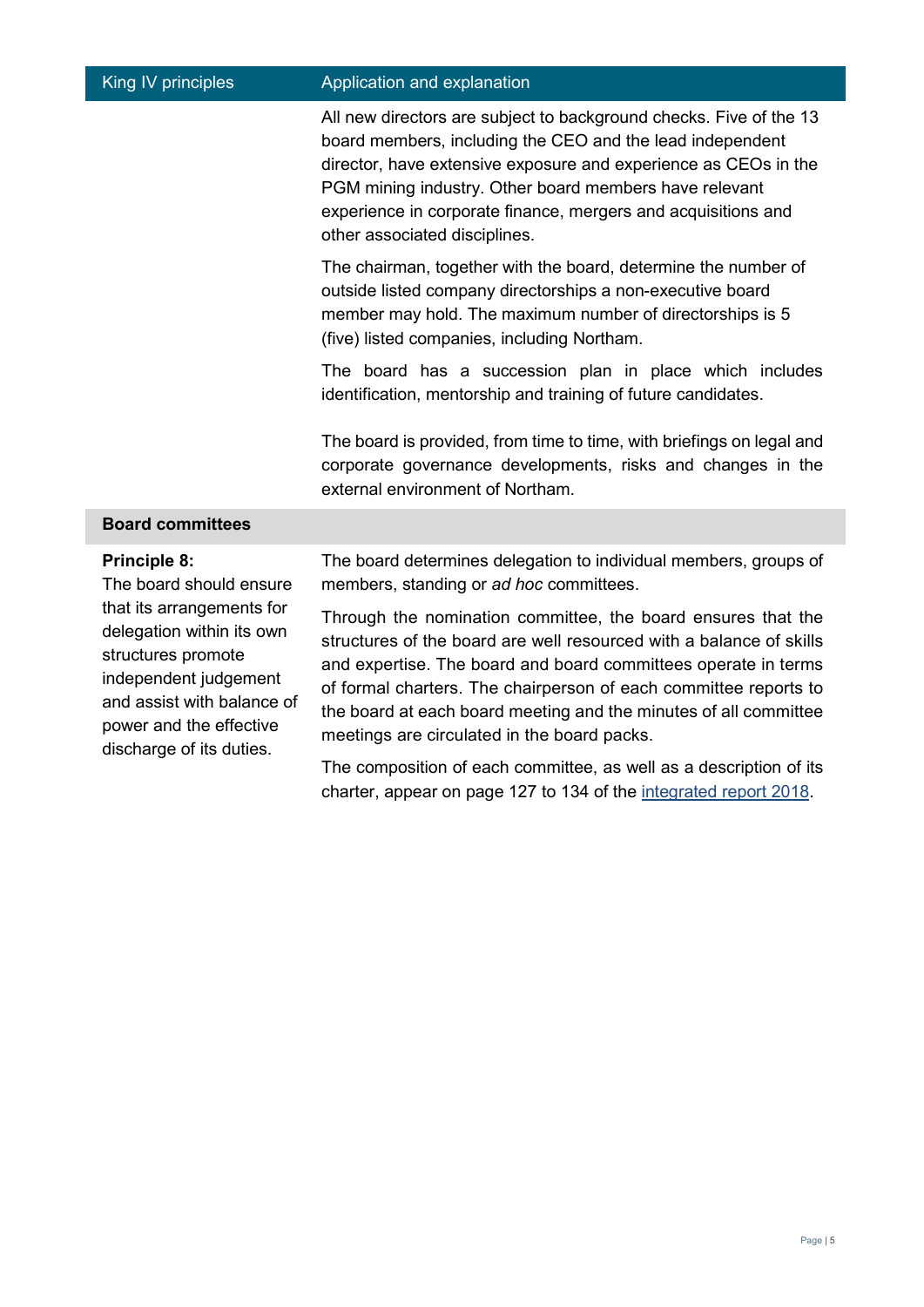| King IV principles | Application and explanation |
| --- | --- |
| | All new directors are subject to background checks. Five of the 13 board members, including the CEO and the lead independent director, have extensive exposure and experience as CEOs in the PGM mining industry. Other board members have relevant experience in corporate finance, mergers and acquisitions and other associated disciplines.<br><br>The chairman, together with the board, determine the number of outside listed company directorships a non-executive board member may hold. The maximum number of directorships is 5 (five) listed companies, including Northam.<br><br>The board has a succession plan in place which includes identification, mentorship and training of future candidates.<br><br>The board is provided, from time to time, with briefings on legal and corporate governance developments, risks and changes in the external environment of Northam. |
| **Board committees** | |
| **Principle 8:**<br>The board should ensure that its arrangements for delegation within its own structures promote independent judgement and assist with balance of power and the effective discharge of its duties. | The board determines delegation to individual members, groups of members, standing or *ad hoc* committees.<br><br>Through the nomination committee, the board ensures that the structures of the board are well resourced with a balance of skills and expertise. The board and board committees operate in terms of formal charters. The chairperson of each committee reports to the board at each board meeting and the minutes of all committee meetings are circulated in the board packs.<br><br>The composition of each committee, as well as a description of its charter, appear on page 127 to 134 of the integrated report 2018. |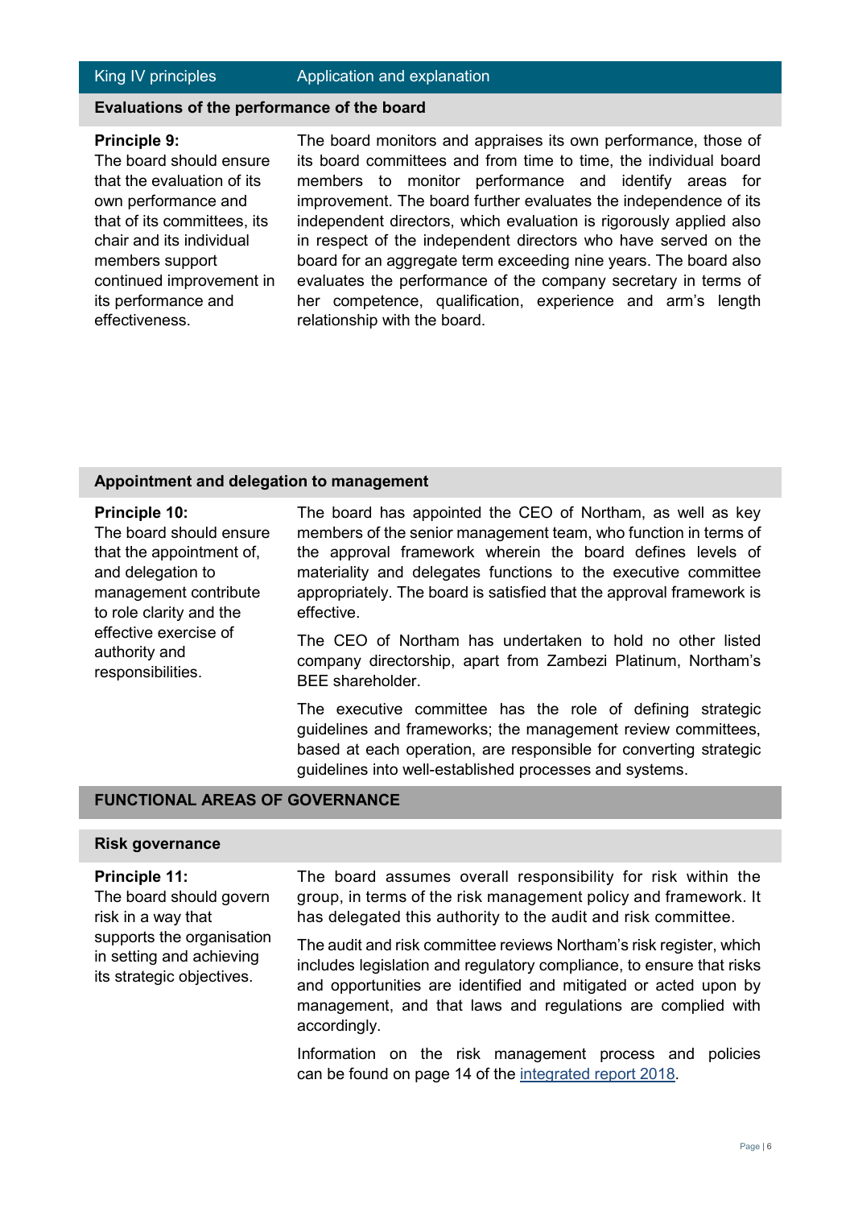| King IV principles | Application and explanation |
|---|---|
| **Evaluations of the performance of the board** | |
| **Principle 9:** The board should ensure that the evaluation of its own performance and that of its committees, its chair and its individual members support continued improvement in its performance and effectiveness. | The board monitors and appraises its own performance, those of its board committees and from time to time, the individual board members to monitor performance and identify areas for improvement. The board further evaluates the independence of its independent directors, which evaluation is rigorously applied also in respect of the independent directors who have served on the board for an aggregate term exceeding nine years. The board also evaluates the performance of the company secretary in terms of her competence, qualification, experience and arm's length relationship with the board. |
| **Appointment and delegation to management** | |
| **Principle 10:** The board should ensure that the appointment of, and delegation to management contribute to role clarity and the effective exercise of authority and responsibilities. | The board has appointed the CEO of Northam, as well as key members of the senior management team, who function in terms of the approval framework wherein the board defines levels of materiality and delegates functions to the executive committee appropriately. The board is satisfied that the approval framework is effective.<br><br>The CEO of Northam has undertaken to hold no other listed company directorship, apart from Zambezi Platinum, Northam's BEE shareholder.<br><br>The executive committee has the role of defining strategic guidelines and frameworks; the management review committees, based at each operation, are responsible for converting strategic guidelines into well-established processes and systems. |
| **FUNCTIONAL AREAS OF GOVERNANCE** | |
| **Risk governance** | |
| **Principle 11:** The board should govern risk in a way that supports the organisation in setting and achieving its strategic objectives. | The board assumes overall responsibility for risk within the group, in terms of the risk management policy and framework. It has delegated this authority to the audit and risk committee.<br><br>The audit and risk committee reviews Northam's risk register, which includes legislation and regulatory compliance, to ensure that risks and opportunities are identified and mitigated or acted upon by management, and that laws and regulations are complied with accordingly.<br><br>Information on the risk management process and policies can be found on page 14 of the integrated report 2018. |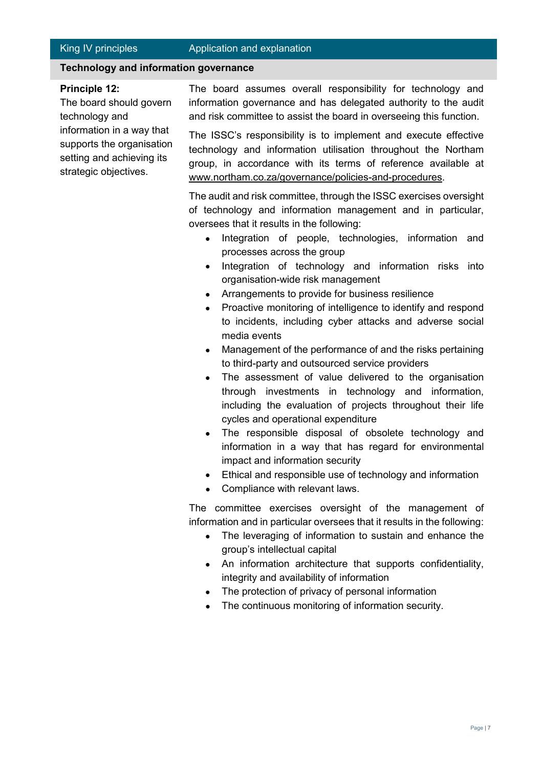| King IV principles | Application and explanation |
| --- | --- |
| **Technology and information governance** | |
| **Principle 12:**<br>The board should govern technology and information in a way that supports the organisation setting and achieving its strategic objectives. | The board assumes overall responsibility for technology and information governance and has delegated authority to the audit and risk committee to assist the board in overseeing this function.<br><br>The ISSC's responsibility is to implement and execute effective technology and information utilisation throughout the Northam group, in accordance with its terms of reference available at www.northam.co.za/governance/policies-and-procedures.<br><br>The audit and risk committee, through the ISSC exercises oversight of technology and information management and in particular, oversees that it results in the following:<br>• Integration of people, technologies, information and processes across the group<br>• Integration of technology and information risks into organisation-wide risk management<br>• Arrangements to provide for business resilience<br>• Proactive monitoring of intelligence to identify and respond to incidents, including cyber attacks and adverse social media events<br>• Management of the performance of and the risks pertaining to third-party and outsourced service providers<br>• The assessment of value delivered to the organisation through investments in technology and information, including the evaluation of projects throughout their life cycles and operational expenditure<br>• The responsible disposal of obsolete technology and information in a way that has regard for environmental impact and information security<br>• Ethical and responsible use of technology and information<br>• Compliance with relevant laws.<br><br>The committee exercises oversight of the management of information and in particular oversees that it results in the following:<br>• The leveraging of information to sustain and enhance the group's intellectual capital<br>• An information architecture that supports confidentiality, integrity and availability of information<br>• The protection of privacy of personal information<br>• The continuous monitoring of information security. |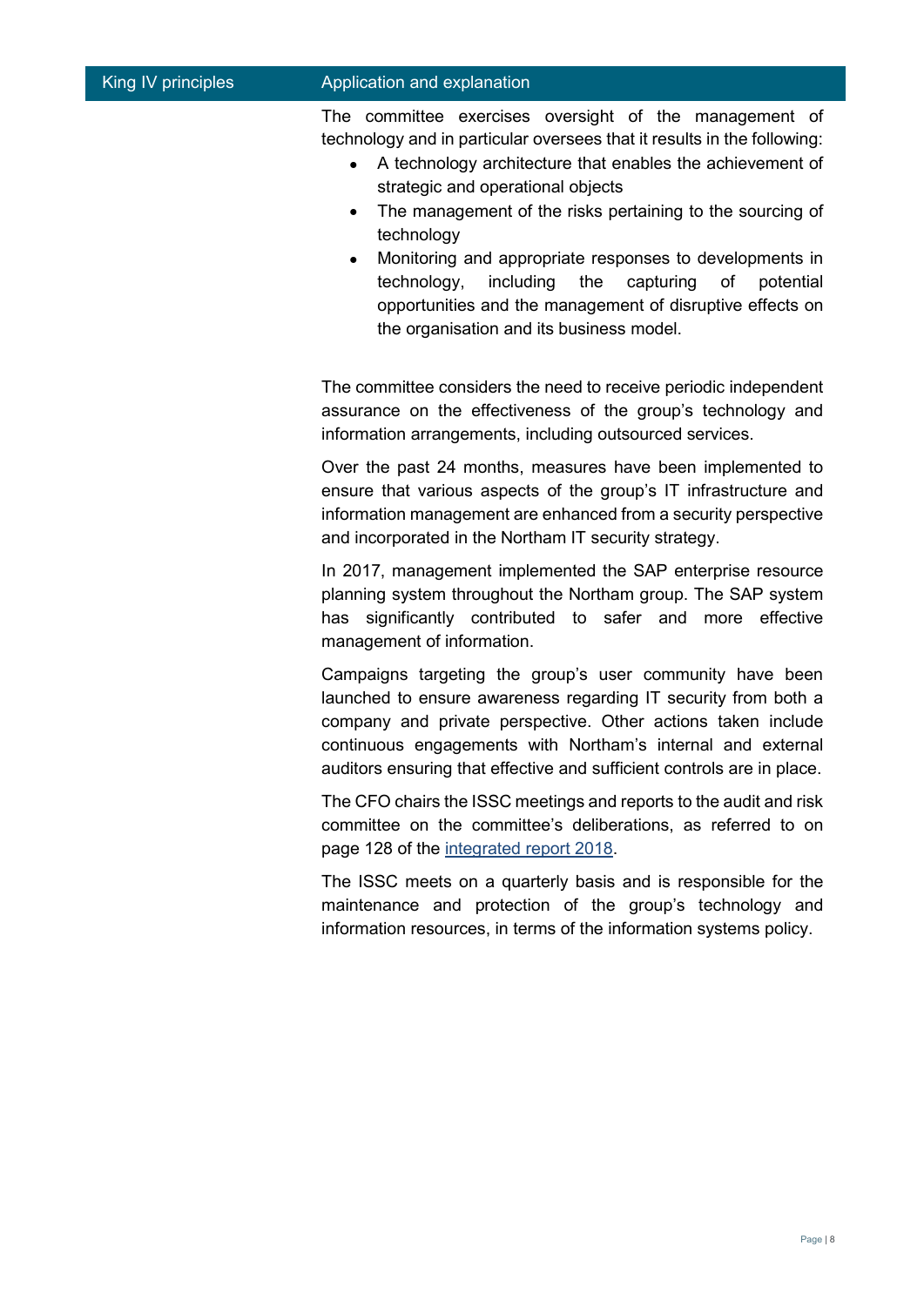| King IV principles | Application and explanation |
| --- | --- |
| | The committee exercises oversight of the management of technology and in particular oversees that it results in the following:<br>• A technology architecture that enables the achievement of strategic and operational objects<br>• The management of the risks pertaining to the sourcing of technology<br>• Monitoring and appropriate responses to developments in technology, including the capturing of potential opportunities and the management of disruptive effects on the organisation and its business model.<br><br>The committee considers the need to receive periodic independent assurance on the effectiveness of the group's technology and information arrangements, including outsourced services.<br><br>Over the past 24 months, measures have been implemented to ensure that various aspects of the group's IT infrastructure and information management are enhanced from a security perspective and incorporated in the Northam IT security strategy.<br><br>In 2017, management implemented the SAP enterprise resource planning system throughout the Northam group. The SAP system has significantly contributed to safer and more effective management of information.<br><br>Campaigns targeting the group's user community have been launched to ensure awareness regarding IT security from both a company and private perspective. Other actions taken include continuous engagements with Northam's internal and external auditors ensuring that effective and sufficient controls are in place.<br><br>The CFO chairs the ISSC meetings and reports to the audit and risk committee on the committee's deliberations, as referred to on page 128 of the integrated report 2018.<br><br>The ISSC meets on a quarterly basis and is responsible for the maintenance and protection of the group's technology and information resources, in terms of the information systems policy. |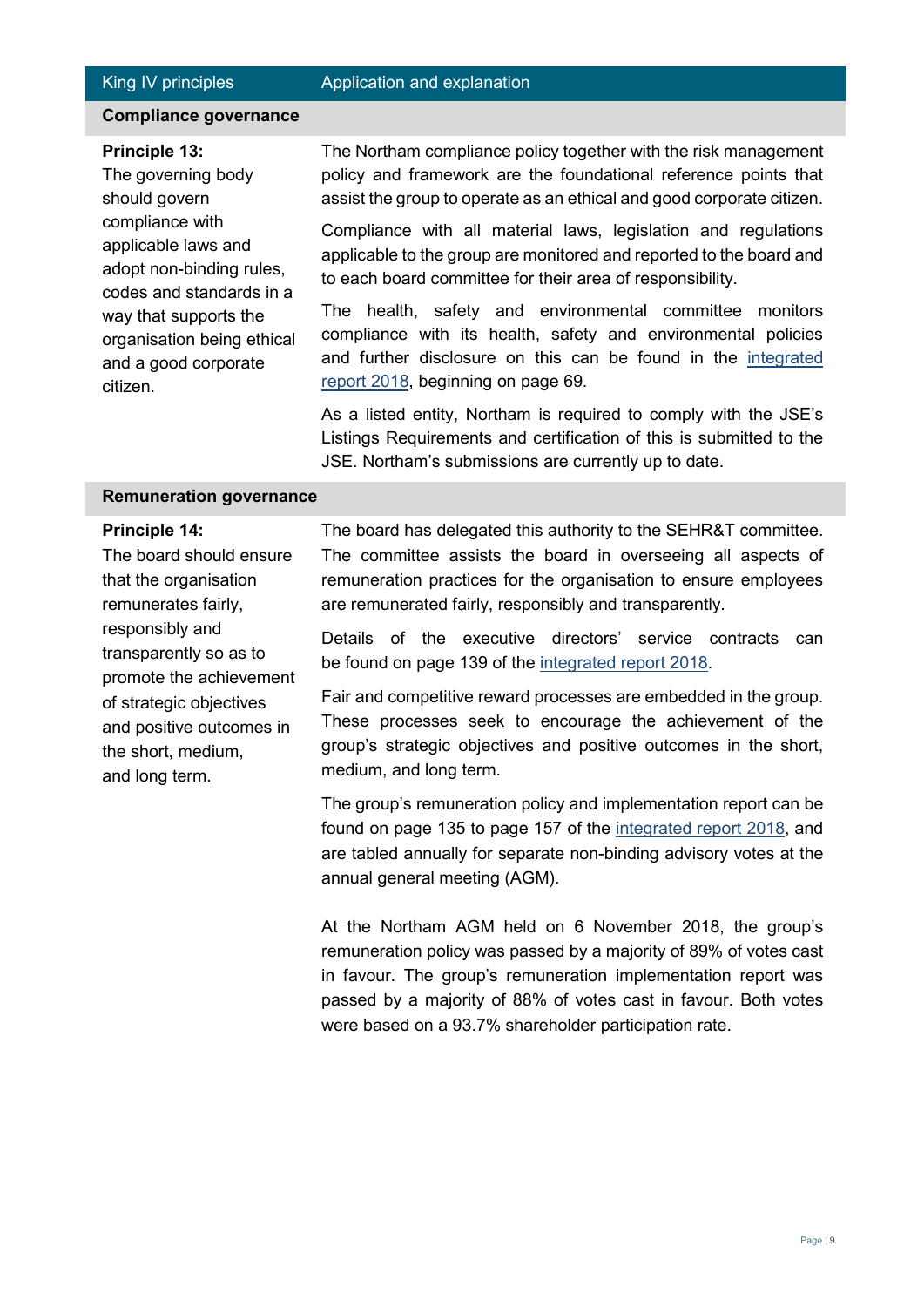| King IV principles | Application and explanation |
|---|---|
| **Compliance governance** | |
| **Principle 13:** The governing body should govern compliance with applicable laws and adopt non-binding rules, codes and standards in a way that supports the organisation being ethical and a good corporate citizen. | The Northam compliance policy together with the risk management policy and framework are the foundational reference points that assist the group to operate as an ethical and good corporate citizen.<br><br>Compliance with all material laws, legislation and regulations applicable to the group are monitored and reported to the board and to each board committee for their area of responsibility.<br><br>The health, safety and environmental committee monitors compliance with its health, safety and environmental policies and further disclosure on this can be found in the integrated report 2018, beginning on page 69.<br><br>As a listed entity, Northam is required to comply with the JSE's Listings Requirements and certification of this is submitted to the JSE. Northam's submissions are currently up to date. |
| **Remuneration governance** | |
| **Principle 14:** The board should ensure that the organisation remunerates fairly, responsibly and transparently so as to promote the achievement of strategic objectives and positive outcomes in the short, medium, and long term. | The board has delegated this authority to the SEHR&T committee. The committee assists the board in overseeing all aspects of remuneration practices for the organisation to ensure employees are remunerated fairly, responsibly and transparently.<br><br>Details of the executive directors' service contracts can be found on page 139 of the integrated report 2018.<br><br>Fair and competitive reward processes are embedded in the group. These processes seek to encourage the achievement of the group's strategic objectives and positive outcomes in the short, medium, and long term.<br><br>The group's remuneration policy and implementation report can be found on page 135 to page 157 of the integrated report 2018, and are tabled annually for separate non-binding advisory votes at the annual general meeting (AGM).<br><br>At the Northam AGM held on 6 November 2018, the group's remuneration policy was passed by a majority of 89% of votes cast in favour. The group's remuneration implementation report was passed by a majority of 88% of votes cast in favour. Both votes were based on a 93.7% shareholder participation rate. |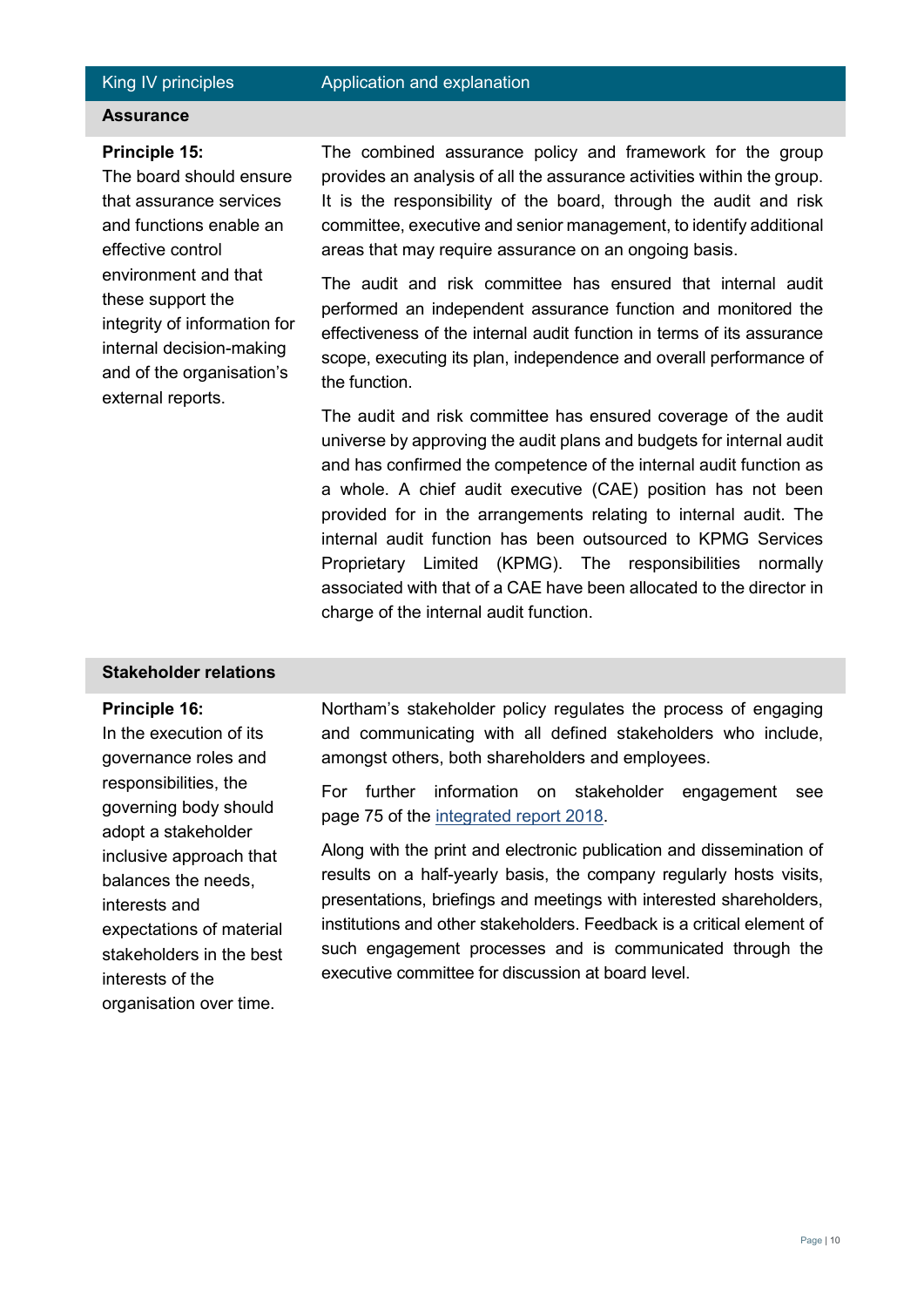| King IV principles | Application and explanation |
|---|---|
| **Assurance** | |
| **Principle 15:** The board should ensure that assurance services and functions enable an effective control environment and that these support the integrity of information for internal decision-making and of the organisation's external reports. | The combined assurance policy and framework for the group provides an analysis of all the assurance activities within the group. It is the responsibility of the board, through the audit and risk committee, executive and senior management, to identify additional areas that may require assurance on an ongoing basis.<br><br>The audit and risk committee has ensured that internal audit performed an independent assurance function and monitored the effectiveness of the internal audit function in terms of its assurance scope, executing its plan, independence and overall performance of the function.<br><br>The audit and risk committee has ensured coverage of the audit universe by approving the audit plans and budgets for internal audit and has confirmed the competence of the internal audit function as a whole. A chief audit executive (CAE) position has not been provided for in the arrangements relating to internal audit. The internal audit function has been outsourced to KPMG Services Proprietary Limited (KPMG). The responsibilities normally associated with that of a CAE have been allocated to the director in charge of the internal audit function. |
| **Stakeholder relations** | |
| **Principle 16:** In the execution of its governance roles and responsibilities, the governing body should adopt a stakeholder inclusive approach that balances the needs, interests and expectations of material stakeholders in the best interests of the organisation over time. | Northam's stakeholder policy regulates the process of engaging and communicating with all defined stakeholders who include, amongst others, both shareholders and employees.<br><br>For further information on stakeholder engagement see page 75 of the integrated report 2018.<br><br>Along with the print and electronic publication and dissemination of results on a half-yearly basis, the company regularly hosts visits, presentations, briefings and meetings with interested shareholders, institutions and other stakeholders. Feedback is a critical element of such engagement processes and is communicated through the executive committee for discussion at board level. |